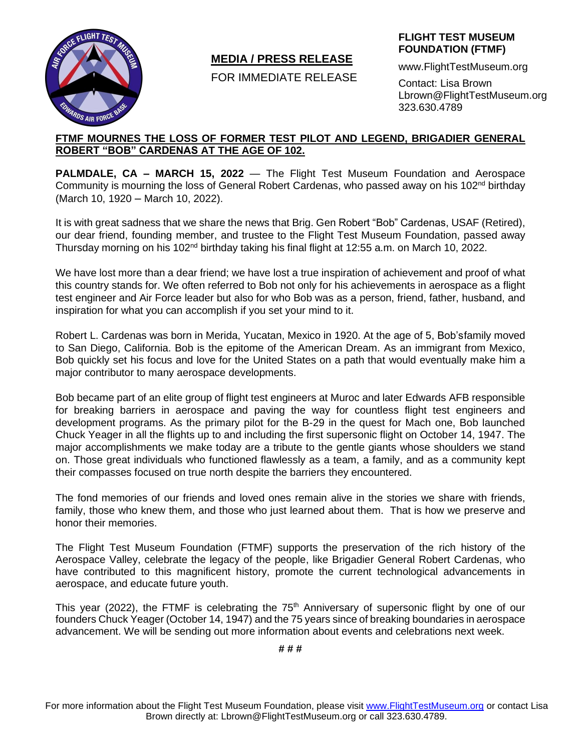## MEDIA / PRESS RELEASE

FOR IMMEDIATE RELEASE

**FLIGHT TEST MUSEUM FOUNDATION (FTMF)**

www.FlightTestMuseum.org

Contact: Lisa Brown
Lbrown@FlightTestMuseum.org
323.630.4789

**FTMF MOURNES THE LOSS OF FORMER TEST PILOT AND LEGEND, BRIGADIER GENERAL ROBERT "BOB" CARDENAS AT THE AGE OF 102.**

**PALMDALE, CA – MARCH 15, 2022** — The Flight Test Museum Foundation and Aerospace Community is mourning the loss of General Robert Cardenas, who passed away on his 102nd birthday (March 10, 1920 – March 10, 2022).

It is with great sadness that we share the news that Brig. Gen Robert "Bob" Cardenas, USAF (Retired), our dear friend, founding member, and trustee to the Flight Test Museum Foundation, passed away Thursday morning on his 102nd birthday taking his final flight at 12:55 a.m. on March 10, 2022.

We have lost more than a dear friend; we have lost a true inspiration of achievement and proof of what this country stands for. We often referred to Bob not only for his achievements in aerospace as a flight test engineer and Air Force leader but also for who Bob was as a person, friend, father, husband, and inspiration for what you can accomplish if you set your mind to it.

Robert L. Cardenas was born in Merida, Yucatan, Mexico in 1920. At the age of 5, Bob'sfamily moved to San Diego, California. Bob is the epitome of the American Dream. As an immigrant from Mexico, Bob quickly set his focus and love for the United States on a path that would eventually make him a major contributor to many aerospace developments.

Bob became part of an elite group of flight test engineers at Muroc and later Edwards AFB responsible for breaking barriers in aerospace and paving the way for countless flight test engineers and development programs. As the primary pilot for the B-29 in the quest for Mach one, Bob launched Chuck Yeager in all the flights up to and including the first supersonic flight on October 14, 1947. The major accomplishments we make today are a tribute to the gentle giants whose shoulders we stand on. Those great individuals who functioned flawlessly as a team, a family, and as a community kept their compasses focused on true north despite the barriers they encountered.

The fond memories of our friends and loved ones remain alive in the stories we share with friends, family, those who knew them, and those who just learned about them. That is how we preserve and honor their memories.

The Flight Test Museum Foundation (FTMF) supports the preservation of the rich history of the Aerospace Valley, celebrate the legacy of the people, like Brigadier General Robert Cardenas, who have contributed to this magnificent history, promote the current technological advancements in aerospace, and educate future youth.

This year (2022), the FTMF is celebrating the 75th Anniversary of supersonic flight by one of our founders Chuck Yeager (October 14, 1947) and the 75 years since of breaking boundaries in aerospace advancement. We will be sending out more information about events and celebrations next week.

# # #

For more information about the Flight Test Museum Foundation, please visit www.FlightTestMuseum.org or contact Lisa Brown directly at: Lbrown@FlightTestMuseum.org or call 323.630.4789.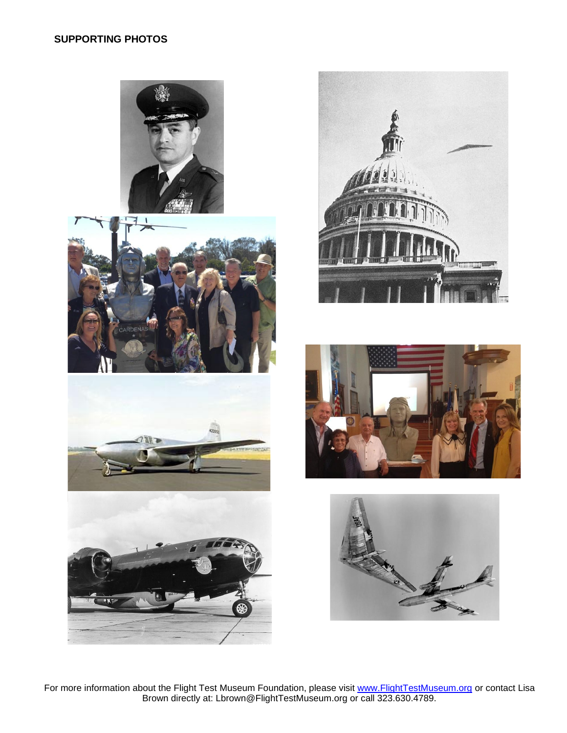**SUPPORTING PHOTOS**

For more information about the Flight Test Museum Foundation, please visit [www.FlightTestMuseum.org](http://www.FlightTestMuseum.org) or contact Lisa Brown directly at: Lbrown@FlightTestMuseum.org or call 323.630.4789.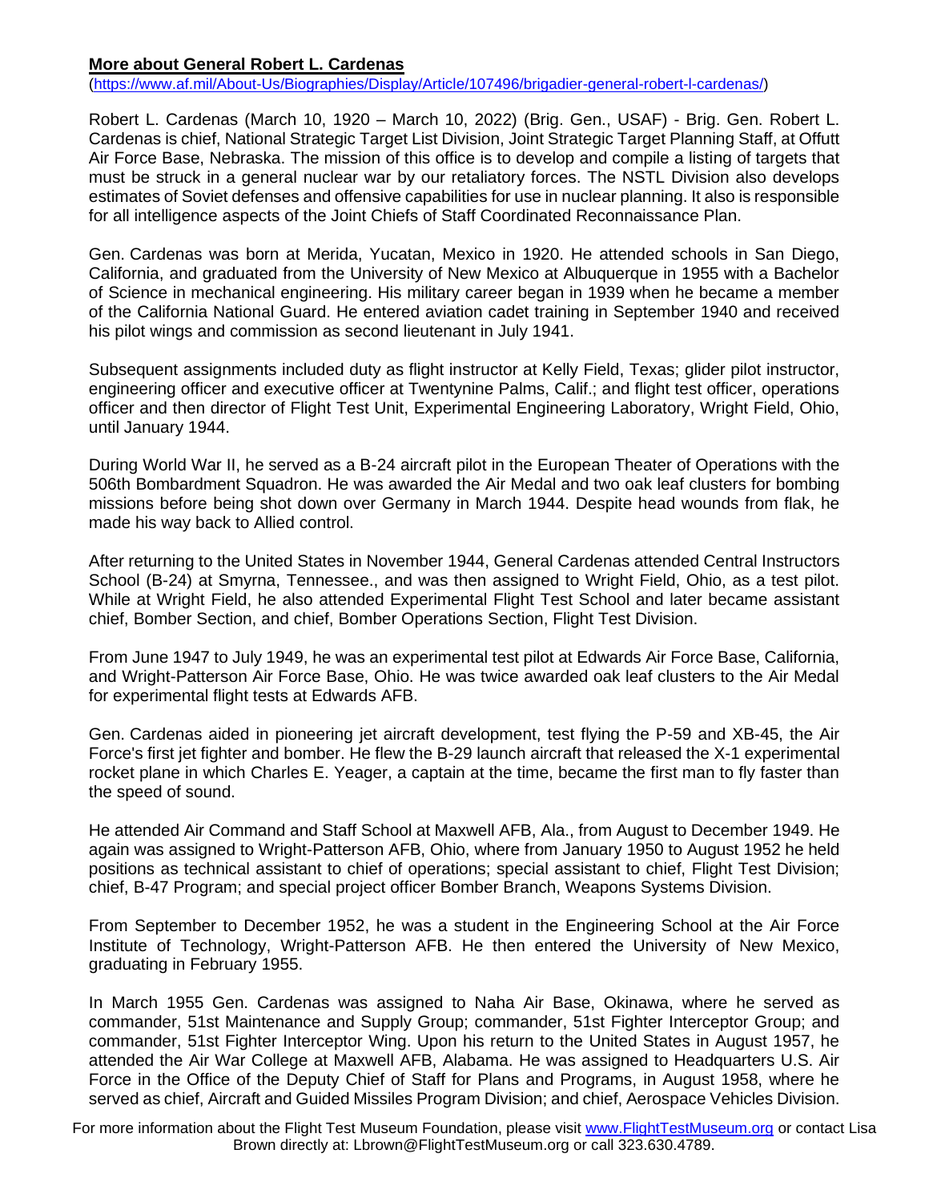**More about General Robert L. Cardenas**

(https://www.af.mil/About-Us/Biographies/Display/Article/107496/brigadier-general-robert-l-cardenas/)

Robert L. Cardenas (March 10, 1920 – March 10, 2022) (Brig. Gen., USAF) - Brig. Gen. Robert L. Cardenas is chief, National Strategic Target List Division, Joint Strategic Target Planning Staff, at Offutt Air Force Base, Nebraska. The mission of this office is to develop and compile a listing of targets that must be struck in a general nuclear war by our retaliatory forces. The NSTL Division also develops estimates of Soviet defenses and offensive capabilities for use in nuclear planning. It also is responsible for all intelligence aspects of the Joint Chiefs of Staff Coordinated Reconnaissance Plan.

Gen. Cardenas was born at Merida, Yucatan, Mexico in 1920. He attended schools in San Diego, California, and graduated from the University of New Mexico at Albuquerque in 1955 with a Bachelor of Science in mechanical engineering. His military career began in 1939 when he became a member of the California National Guard. He entered aviation cadet training in September 1940 and received his pilot wings and commission as second lieutenant in July 1941.

Subsequent assignments included duty as flight instructor at Kelly Field, Texas; glider pilot instructor, engineering officer and executive officer at Twentynine Palms, Calif.; and flight test officer, operations officer and then director of Flight Test Unit, Experimental Engineering Laboratory, Wright Field, Ohio, until January 1944.

During World War II, he served as a B-24 aircraft pilot in the European Theater of Operations with the 506th Bombardment Squadron. He was awarded the Air Medal and two oak leaf clusters for bombing missions before being shot down over Germany in March 1944. Despite head wounds from flak, he made his way back to Allied control.

After returning to the United States in November 1944, General Cardenas attended Central Instructors School (B-24) at Smyrna, Tennessee., and was then assigned to Wright Field, Ohio, as a test pilot. While at Wright Field, he also attended Experimental Flight Test School and later became assistant chief, Bomber Section, and chief, Bomber Operations Section, Flight Test Division.

From June 1947 to July 1949, he was an experimental test pilot at Edwards Air Force Base, California, and Wright-Patterson Air Force Base, Ohio. He was twice awarded oak leaf clusters to the Air Medal for experimental flight tests at Edwards AFB.

Gen. Cardenas aided in pioneering jet aircraft development, test flying the P-59 and XB-45, the Air Force's first jet fighter and bomber. He flew the B-29 launch aircraft that released the X-1 experimental rocket plane in which Charles E. Yeager, a captain at the time, became the first man to fly faster than the speed of sound.

He attended Air Command and Staff School at Maxwell AFB, Ala., from August to December 1949. He again was assigned to Wright-Patterson AFB, Ohio, where from January 1950 to August 1952 he held positions as technical assistant to chief of operations; special assistant to chief, Flight Test Division; chief, B-47 Program; and special project officer Bomber Branch, Weapons Systems Division.

From September to December 1952, he was a student in the Engineering School at the Air Force Institute of Technology, Wright-Patterson AFB. He then entered the University of New Mexico, graduating in February 1955.

In March 1955 Gen. Cardenas was assigned to Naha Air Base, Okinawa, where he served as commander, 51st Maintenance and Supply Group; commander, 51st Fighter Interceptor Group; and commander, 51st Fighter Interceptor Wing. Upon his return to the United States in August 1957, he attended the Air War College at Maxwell AFB, Alabama. He was assigned to Headquarters U.S. Air Force in the Office of the Deputy Chief of Staff for Plans and Programs, in August 1958, where he served as chief, Aircraft and Guided Missiles Program Division; and chief, Aerospace Vehicles Division.

For more information about the Flight Test Museum Foundation, please visit www.FlightTestMuseum.org or contact Lisa Brown directly at: Lbrown@FlightTestMuseum.org or call 323.630.4789.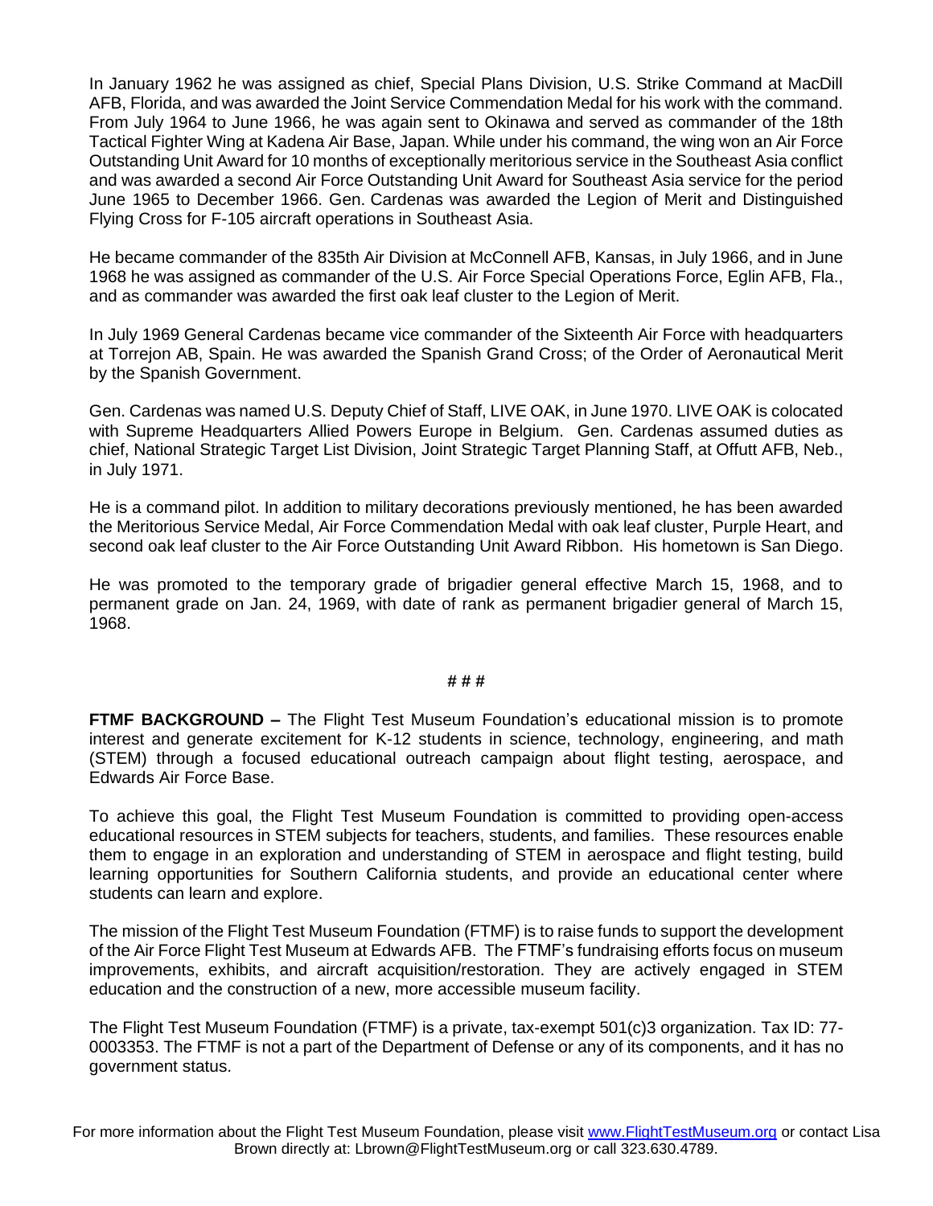In January 1962 he was assigned as chief, Special Plans Division, U.S. Strike Command at MacDill AFB, Florida, and was awarded the Joint Service Commendation Medal for his work with the command. From July 1964 to June 1966, he was again sent to Okinawa and served as commander of the 18th Tactical Fighter Wing at Kadena Air Base, Japan. While under his command, the wing won an Air Force Outstanding Unit Award for 10 months of exceptionally meritorious service in the Southeast Asia conflict and was awarded a second Air Force Outstanding Unit Award for Southeast Asia service for the period June 1965 to December 1966. Gen. Cardenas was awarded the Legion of Merit and Distinguished Flying Cross for F-105 aircraft operations in Southeast Asia.

He became commander of the 835th Air Division at McConnell AFB, Kansas, in July 1966, and in June 1968 he was assigned as commander of the U.S. Air Force Special Operations Force, Eglin AFB, Fla., and as commander was awarded the first oak leaf cluster to the Legion of Merit.

In July 1969 General Cardenas became vice commander of the Sixteenth Air Force with headquarters at Torrejon AB, Spain. He was awarded the Spanish Grand Cross; of the Order of Aeronautical Merit by the Spanish Government.

Gen. Cardenas was named U.S. Deputy Chief of Staff, LIVE OAK, in June 1970. LIVE OAK is colocated with Supreme Headquarters Allied Powers Europe in Belgium. Gen. Cardenas assumed duties as chief, National Strategic Target List Division, Joint Strategic Target Planning Staff, at Offutt AFB, Neb., in July 1971.

He is a command pilot. In addition to military decorations previously mentioned, he has been awarded the Meritorious Service Medal, Air Force Commendation Medal with oak leaf cluster, Purple Heart, and second oak leaf cluster to the Air Force Outstanding Unit Award Ribbon. His hometown is San Diego.

He was promoted to the temporary grade of brigadier general effective March 15, 1968, and to permanent grade on Jan. 24, 1969, with date of rank as permanent brigadier general of March 15, 1968.

# # #

**FTMF BACKGROUND –** The Flight Test Museum Foundation's educational mission is to promote interest and generate excitement for K-12 students in science, technology, engineering, and math (STEM) through a focused educational outreach campaign about flight testing, aerospace, and Edwards Air Force Base.

To achieve this goal, the Flight Test Museum Foundation is committed to providing open-access educational resources in STEM subjects for teachers, students, and families. These resources enable them to engage in an exploration and understanding of STEM in aerospace and flight testing, build learning opportunities for Southern California students, and provide an educational center where students can learn and explore.

The mission of the Flight Test Museum Foundation (FTMF) is to raise funds to support the development of the Air Force Flight Test Museum at Edwards AFB. The FTMF's fundraising efforts focus on museum improvements, exhibits, and aircraft acquisition/restoration. They are actively engaged in STEM education and the construction of a new, more accessible museum facility.

The Flight Test Museum Foundation (FTMF) is a private, tax-exempt 501(c)3 organization. Tax ID: 77-0003353. The FTMF is not a part of the Department of Defense or any of its components, and it has no government status.

For more information about the Flight Test Museum Foundation, please visit [www.FlightTestMuseum.org](http://www.FlightTestMuseum.org) or contact Lisa Brown directly at: Lbrown@FlightTestMuseum.org or call 323.630.4789.